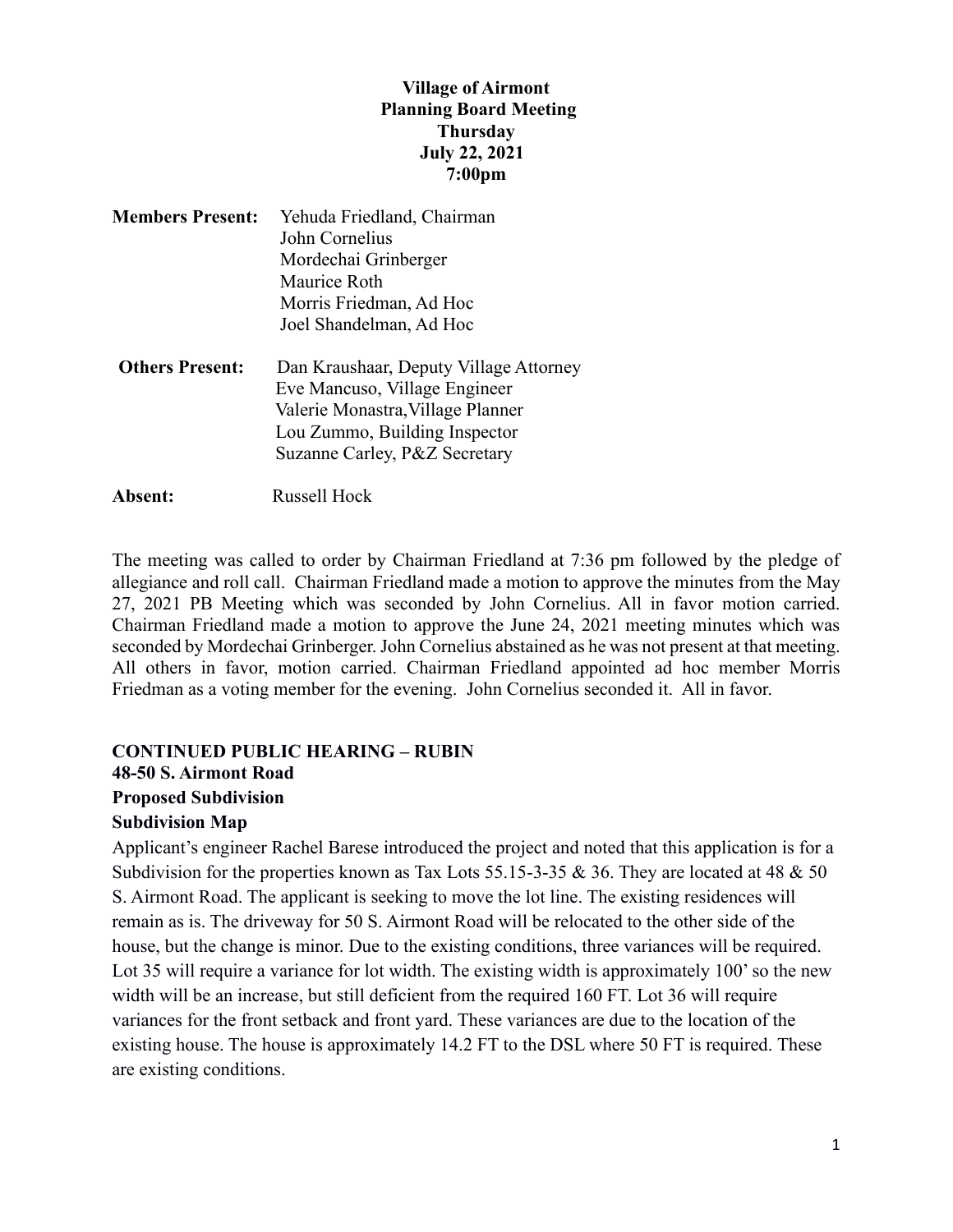**Village of Airmont**
**Planning Board Meeting**
**Thursday**
**July 22, 2021**
**7:00pm**

**Members Present:** Yehuda Friedland, Chairman
John Cornelius
Mordechai Grinberger
Maurice Roth
Morris Friedman, Ad Hoc
Joel Shandelman, Ad Hoc

**Others Present:** Dan Kraushaar, Deputy Village Attorney
Eve Mancuso, Village Engineer
Valerie Monastra, Village Planner
Lou Zummo, Building Inspector
Suzanne Carley, P&Z Secretary

**Absent:** Russell Hock

The meeting was called to order by Chairman Friedland at 7:36 pm followed by the pledge of allegiance and roll call. Chairman Friedland made a motion to approve the minutes from the May 27, 2021 PB Meeting which was seconded by John Cornelius. All in favor motion carried. Chairman Friedland made a motion to approve the June 24, 2021 meeting minutes which was seconded by Mordechai Grinberger. John Cornelius abstained as he was not present at that meeting. All others in favor, motion carried. Chairman Friedland appointed ad hoc member Morris Friedman as a voting member for the evening. John Cornelius seconded it. All in favor.

**CONTINUED PUBLIC HEARING – RUBIN**
**48-50 S. Airmont Road**
**Proposed Subdivision**
**Subdivision Map**

Applicant's engineer Rachel Barese introduced the project and noted that this application is for a Subdivision for the properties known as Tax Lots 55.15-3-35 & 36. They are located at 48 & 50 S. Airmont Road. The applicant is seeking to move the lot line. The existing residences will remain as is. The driveway for 50 S. Airmont Road will be relocated to the other side of the house, but the change is minor. Due to the existing conditions, three variances will be required. Lot 35 will require a variance for lot width. The existing width is approximately 100' so the new width will be an increase, but still deficient from the required 160 FT. Lot 36 will require variances for the front setback and front yard. These variances are due to the location of the existing house. The house is approximately 14.2 FT to the DSL where 50 FT is required. These are existing conditions.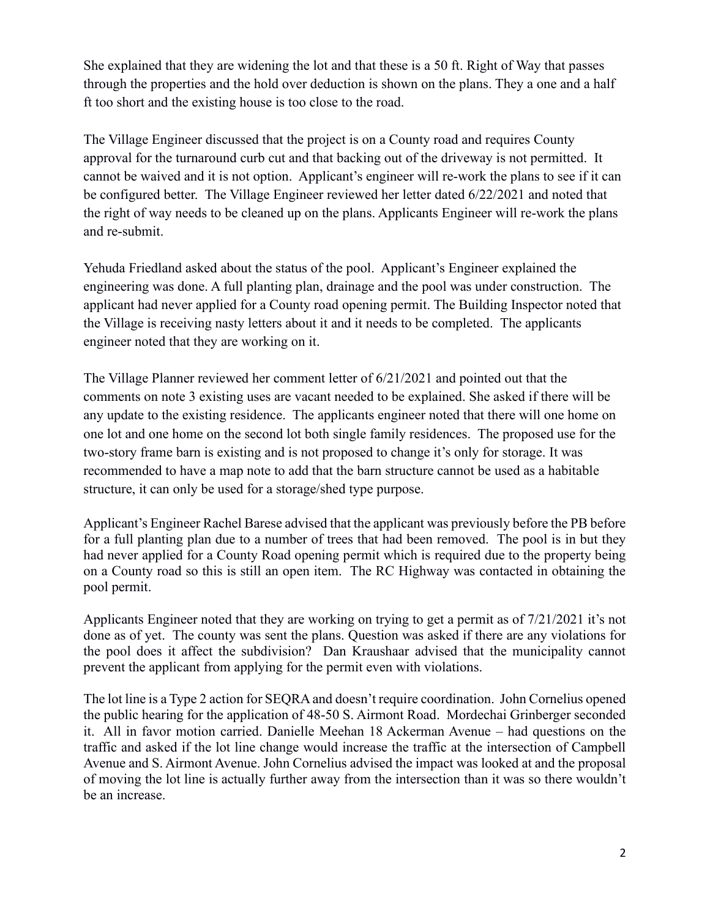She explained that they are widening the lot and that these is a 50 ft. Right of Way that passes through the properties and the hold over deduction is shown on the plans. They a one and a half ft too short and the existing house is too close to the road.

The Village Engineer discussed that the project is on a County road and requires County approval for the turnaround curb cut and that backing out of the driveway is not permitted. It cannot be waived and it is not option. Applicant's engineer will re-work the plans to see if it can be configured better. The Village Engineer reviewed her letter dated 6/22/2021 and noted that the right of way needs to be cleaned up on the plans. Applicants Engineer will re-work the plans and re-submit.

Yehuda Friedland asked about the status of the pool. Applicant's Engineer explained the engineering was done. A full planting plan, drainage and the pool was under construction. The applicant had never applied for a County road opening permit. The Building Inspector noted that the Village is receiving nasty letters about it and it needs to be completed. The applicants engineer noted that they are working on it.

The Village Planner reviewed her comment letter of 6/21/2021 and pointed out that the comments on note 3 existing uses are vacant needed to be explained. She asked if there will be any update to the existing residence. The applicants engineer noted that there will one home on one lot and one home on the second lot both single family residences. The proposed use for the two-story frame barn is existing and is not proposed to change it's only for storage. It was recommended to have a map note to add that the barn structure cannot be used as a habitable structure, it can only be used for a storage/shed type purpose.

Applicant's Engineer Rachel Barese advised that the applicant was previously before the PB before for a full planting plan due to a number of trees that had been removed. The pool is in but they had never applied for a County Road opening permit which is required due to the property being on a County road so this is still an open item. The RC Highway was contacted in obtaining the pool permit.

Applicants Engineer noted that they are working on trying to get a permit as of 7/21/2021 it's not done as of yet. The county was sent the plans. Question was asked if there are any violations for the pool does it affect the subdivision? Dan Kraushaar advised that the municipality cannot prevent the applicant from applying for the permit even with violations.

The lot line is a Type 2 action for SEQRA and doesn't require coordination. John Cornelius opened the public hearing for the application of 48-50 S. Airmont Road. Mordechai Grinberger seconded it. All in favor motion carried. Danielle Meehan 18 Ackerman Avenue – had questions on the traffic and asked if the lot line change would increase the traffic at the intersection of Campbell Avenue and S. Airmont Avenue. John Cornelius advised the impact was looked at and the proposal of moving the lot line is actually further away from the intersection than it was so there wouldn't be an increase.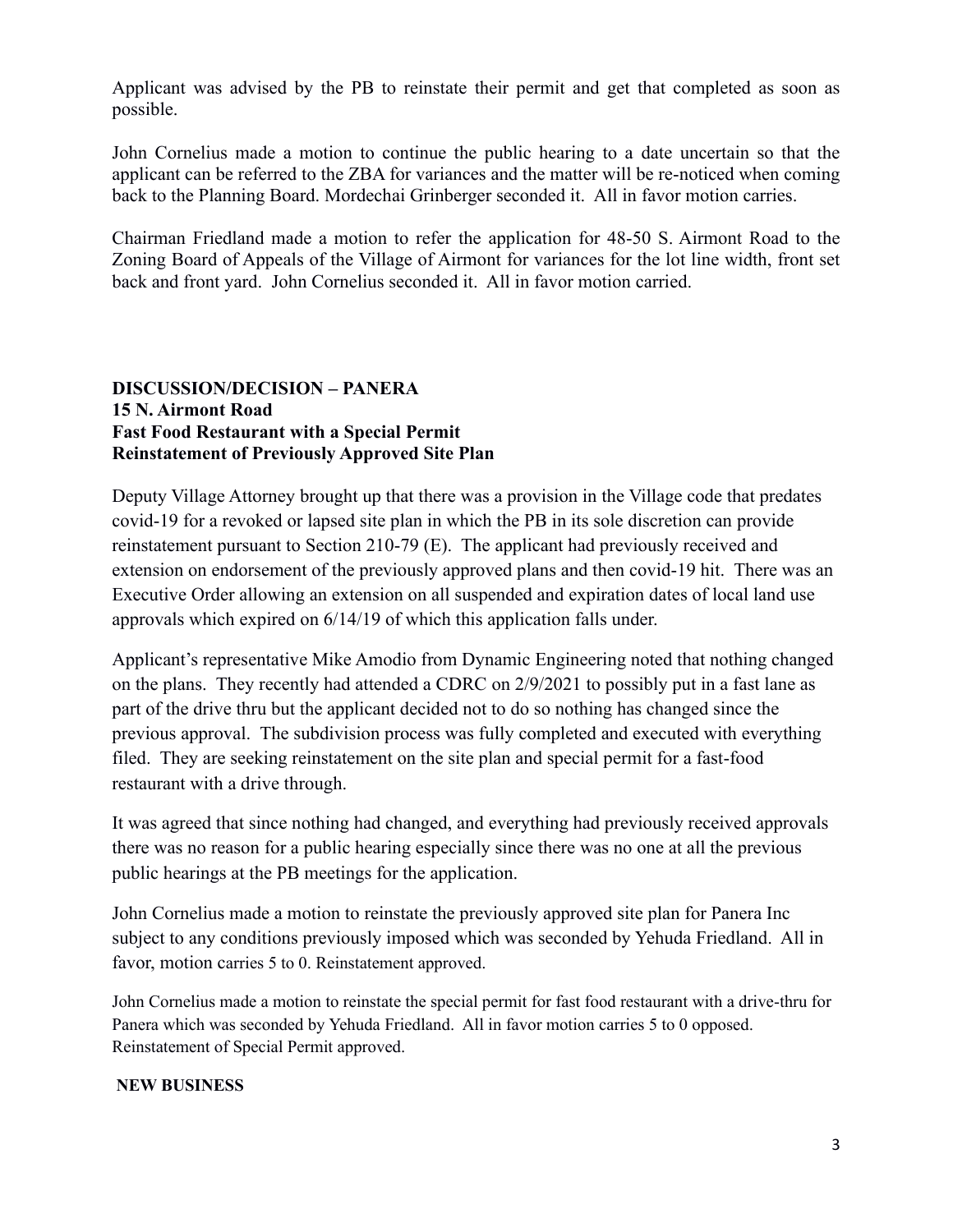Applicant was advised by the PB to reinstate their permit and get that completed as soon as possible.

John Cornelius made a motion to continue the public hearing to a date uncertain so that the applicant can be referred to the ZBA for variances and the matter will be re-noticed when coming back to the Planning Board. Mordechai Grinberger seconded it. All in favor motion carries.

Chairman Friedland made a motion to refer the application for 48-50 S. Airmont Road to the Zoning Board of Appeals of the Village of Airmont for variances for the lot line width, front set back and front yard. John Cornelius seconded it. All in favor motion carried.

**DISCUSSION/DECISION – PANERA**
**15 N. Airmont Road**
**Fast Food Restaurant with a Special Permit**
**Reinstatement of Previously Approved Site Plan**

Deputy Village Attorney brought up that there was a provision in the Village code that predates covid-19 for a revoked or lapsed site plan in which the PB in its sole discretion can provide reinstatement pursuant to Section 210-79 (E). The applicant had previously received and extension on endorsement of the previously approved plans and then covid-19 hit. There was an Executive Order allowing an extension on all suspended and expiration dates of local land use approvals which expired on 6/14/19 of which this application falls under.

Applicant's representative Mike Amodio from Dynamic Engineering noted that nothing changed on the plans. They recently had attended a CDRC on 2/9/2021 to possibly put in a fast lane as part of the drive thru but the applicant decided not to do so nothing has changed since the previous approval. The subdivision process was fully completed and executed with everything filed. They are seeking reinstatement on the site plan and special permit for a fast-food restaurant with a drive through.

It was agreed that since nothing had changed, and everything had previously received approvals there was no reason for a public hearing especially since there was no one at all the previous public hearings at the PB meetings for the application.

John Cornelius made a motion to reinstate the previously approved site plan for Panera Inc subject to any conditions previously imposed which was seconded by Yehuda Friedland. All in favor, motion carries 5 to 0. Reinstatement approved.

John Cornelius made a motion to reinstate the special permit for fast food restaurant with a drive-thru for Panera which was seconded by Yehuda Friedland. All in favor motion carries 5 to 0 opposed. Reinstatement of Special Permit approved.

**NEW BUSINESS**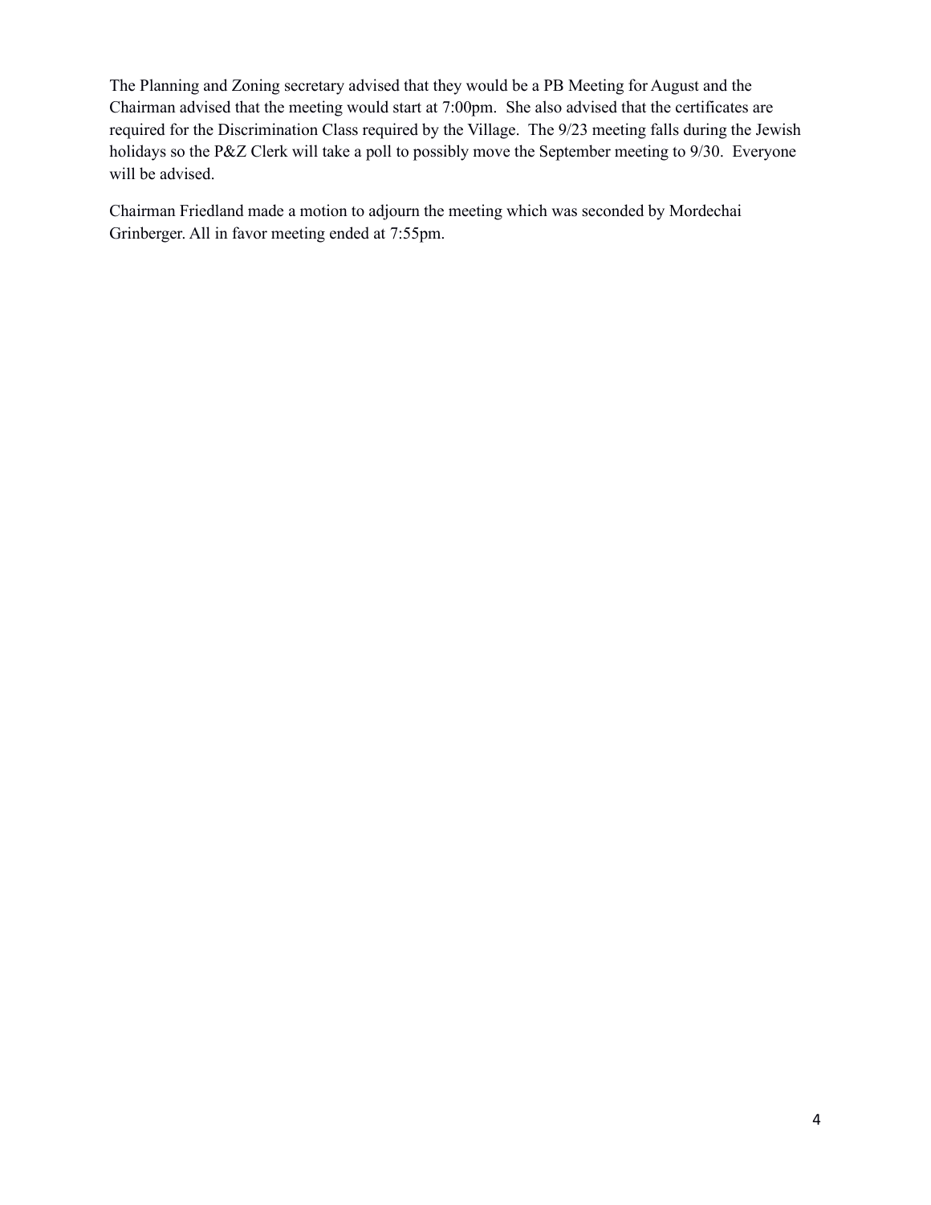The Planning and Zoning secretary advised that they would be a PB Meeting for August and the Chairman advised that the meeting would start at 7:00pm. She also advised that the certificates are required for the Discrimination Class required by the Village. The 9/23 meeting falls during the Jewish holidays so the P&Z Clerk will take a poll to possibly move the September meeting to 9/30. Everyone will be advised.

Chairman Friedland made a motion to adjourn the meeting which was seconded by Mordechai Grinberger. All in favor meeting ended at 7:55pm.